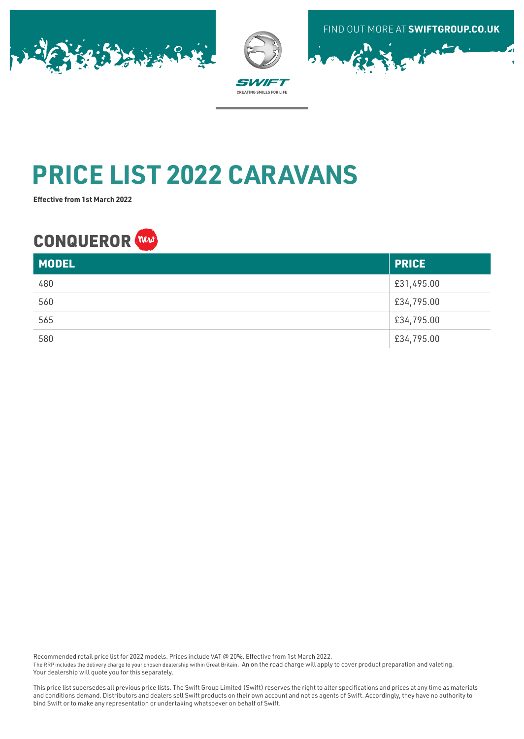FIND OUT MORE AT **SWIFTGROUP.CO.UK**

SWIFT
CREATING SMILES FOR LIFE

# PRICE LIST 2022 CARAVANS

**Effective from 1st March 2022**

## CONQUEROR New

| MODEL | PRICE |
| --- | --- |
| 480 | £31,495.00 |
| 560 | £34,795.00 |
| 565 | £34,795.00 |
| 580 | £34,795.00 |

Recommended retail price list for 2022 models. Prices include VAT @ 20%. Effective from 1st March 2022.
The RRP includes the delivery charge to your chosen dealership within Great Britain. An on the road charge will apply to cover product preparation and valeting. Your dealership will quote you for this separately.

This price list supersedes all previous price lists. The Swift Group Limited (Swift) reserves the right to alter specifications and prices at any time as materials and conditions demand. Distributors and dealers sell Swift products on their own account and not as agents of Swift. Accordingly, they have no authority to bind Swift or to make any representation or undertaking whatsoever on behalf of Swift.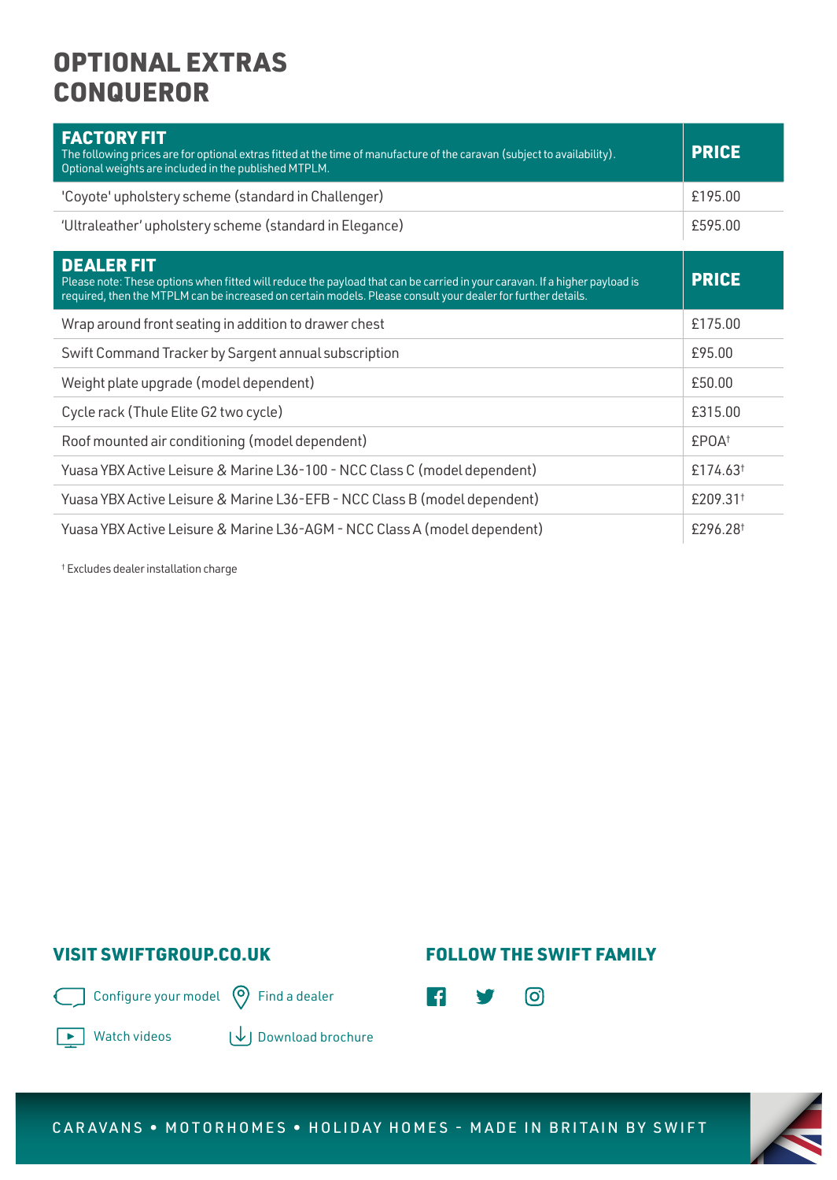# OPTIONAL EXTRAS CONQUEROR

| FACTORY FIT<br>The following prices are for optional extras fitted at the time of manufacture of the caravan (subject to availability). Optional weights are included in the published MTPLM. | PRICE |
|---|---|
| 'Coyote' upholstery scheme (standard in Challenger) | £195.00 |
| 'Ultraleather' upholstery scheme (standard in Elegance) | £595.00 |

| DEALER FIT<br>Please note: These options when fitted will reduce the payload that can be carried in your caravan. If a higher payload is required, then the MTPLM can be increased on certain models. Please consult your dealer for further details. | PRICE |
|---|---|
| Wrap around front seating in addition to drawer chest | £175.00 |
| Swift Command Tracker by Sargent annual subscription | £95.00 |
| Weight plate upgrade (model dependent) | £50.00 |
| Cycle rack (Thule Elite G2 two cycle) | £315.00 |
| Roof mounted air conditioning (model dependent) | £POA† |
| Yuasa YBX Active Leisure & Marine L36-100 - NCC Class C (model dependent) | £174.63† |
| Yuasa YBX Active Leisure & Marine L36-EFB - NCC Class B (model dependent) | £209.31† |
| Yuasa YBX Active Leisure & Marine L36-AGM - NCC Class A (model dependent) | £296.28† |

† Excludes dealer installation charge

## VISIT SWIFTGROUP.CO.UK

Configure your model

Find a dealer

Watch videos

Download brochure

## FOLLOW THE SWIFT FAMILY

CARAVANS • MOTORHOMES • HOLIDAY HOMES - MADE IN BRITAIN BY SWIFT